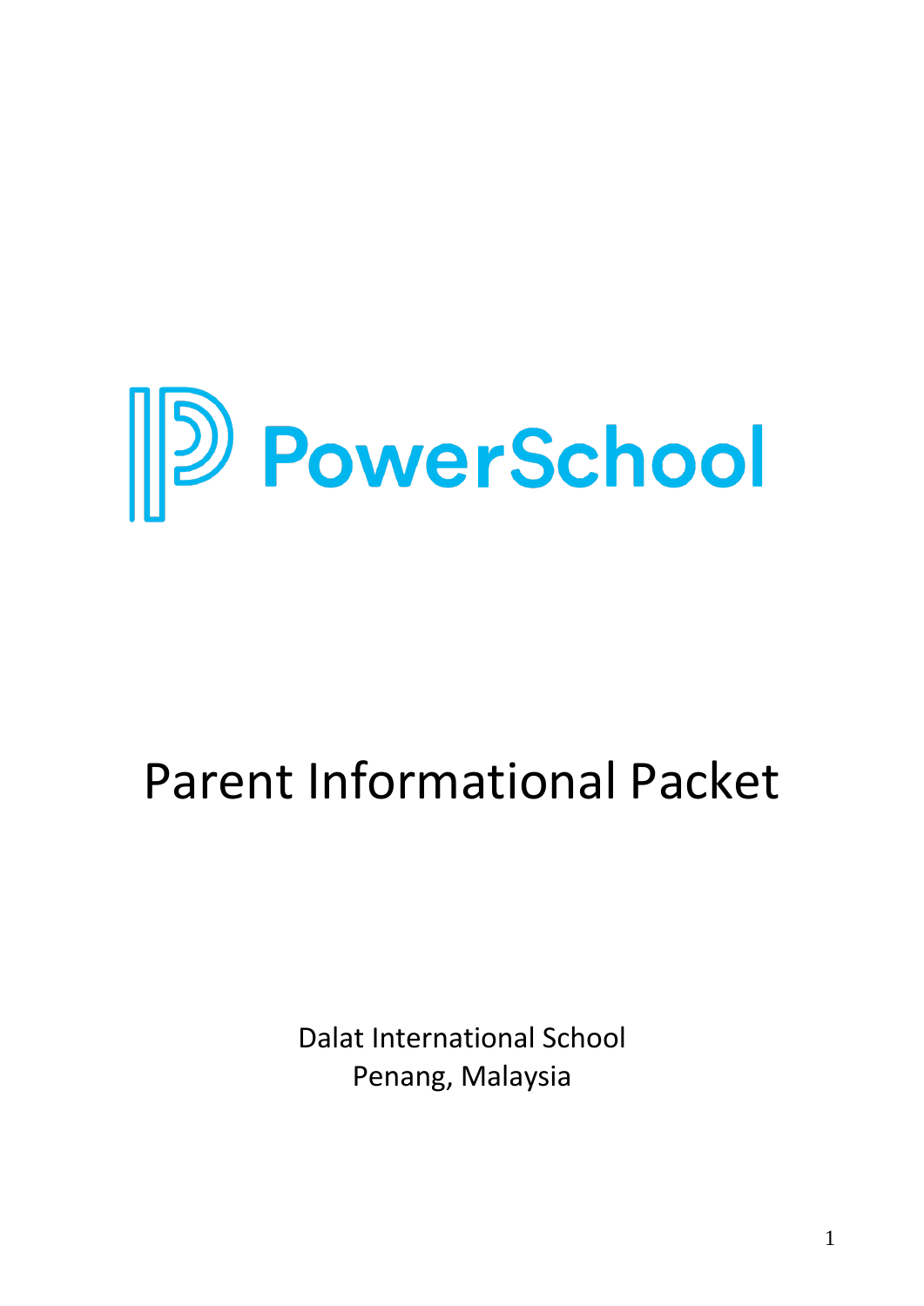PowerSchool

# Parent Informational Packet

Dalat International School
Penang, Malaysia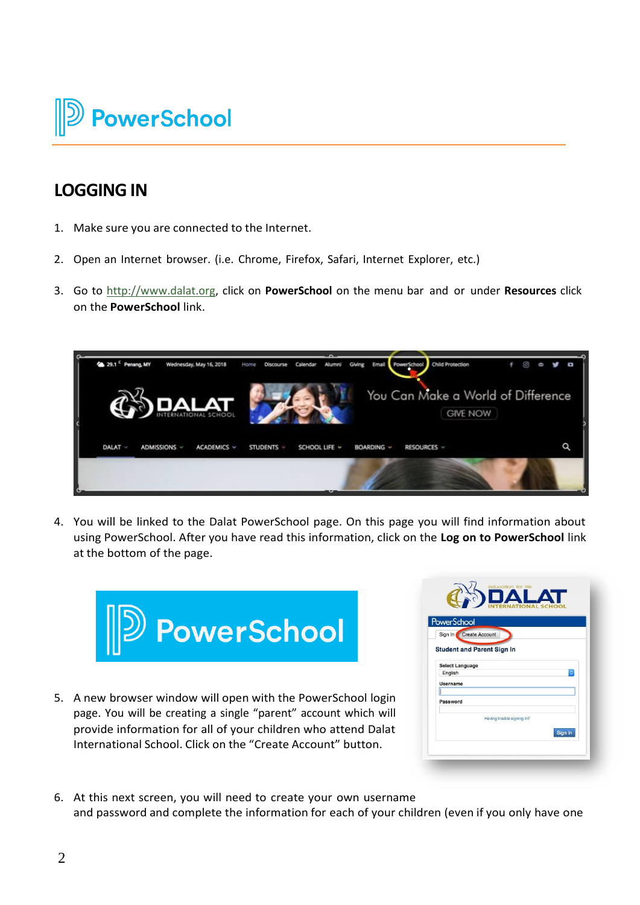# PowerSchool

## LOGGING IN

1. Make sure you are connected to the Internet.
2. Open an Internet browser. (i.e. Chrome, Firefox, Safari, Internet Explorer, etc.)
3. Go to http://www.dalat.org, click on **PowerSchool** on the menu bar and or under **Resources** click on the **PowerSchool** link.
4. You will be linked to the Dalat PowerSchool page. On this page you will find information about using PowerSchool. After you have read this information, click on the **Log on to PowerSchool** link at the bottom of the page.
5. A new browser window will open with the PowerSchool login page. You will be creating a single "parent" account which will provide information for all of your children who attend Dalat International School. Click on the "Create Account" button.
6. At this next screen, you will need to create your own username and password and complete the information for each of your children (even if you only have one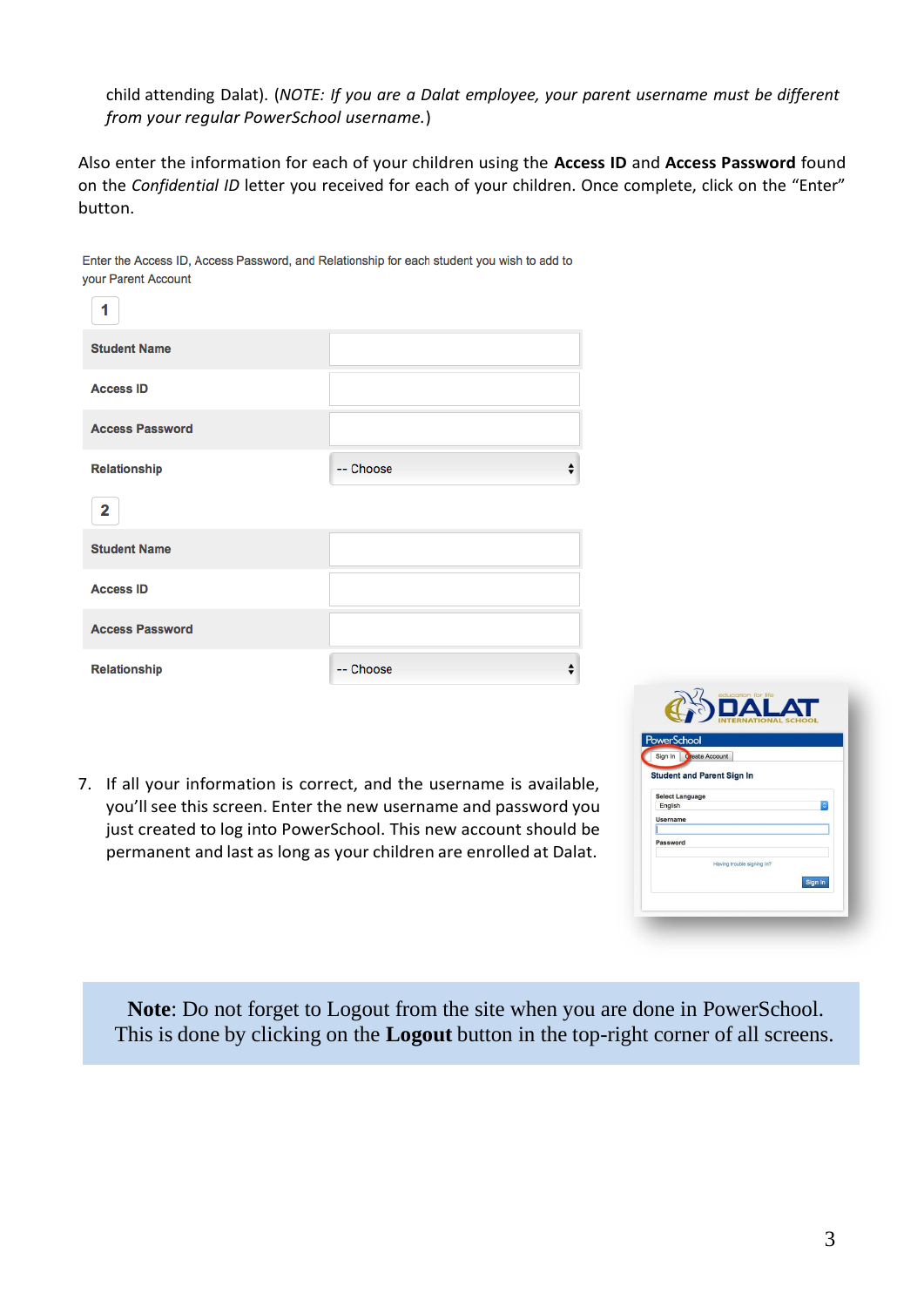child attending Dalat). (*NOTE: If you are a Dalat employee, your parent username must be different from your regular PowerSchool username.*)

Also enter the information for each of your children using the **Access ID** and **Access Password** found on the *Confidential ID* letter you received for each of your children. Once complete, click on the "Enter" button.

Enter the Access ID, Access Password, and Relationship for each student you wish to add to your Parent Account

**1**

| | |
|---|---|
| **Student Name** | |
| **Access ID** | |
| **Access Password** | |
| **Relationship** | -- Choose |

**2**

| | |
|---|---|
| **Student Name** | |
| **Access ID** | |
| **Access Password** | |
| **Relationship** | -- Choose |

7. If all your information is correct, and the username is available, you'll see this screen. Enter the new username and password you just created to log into PowerSchool. This new account should be permanent and last as long as your children are enrolled at Dalat.

**Note**: Do not forget to Logout from the site when you are done in PowerSchool. This is done by clicking on the **Logout** button in the top-right corner of all screens.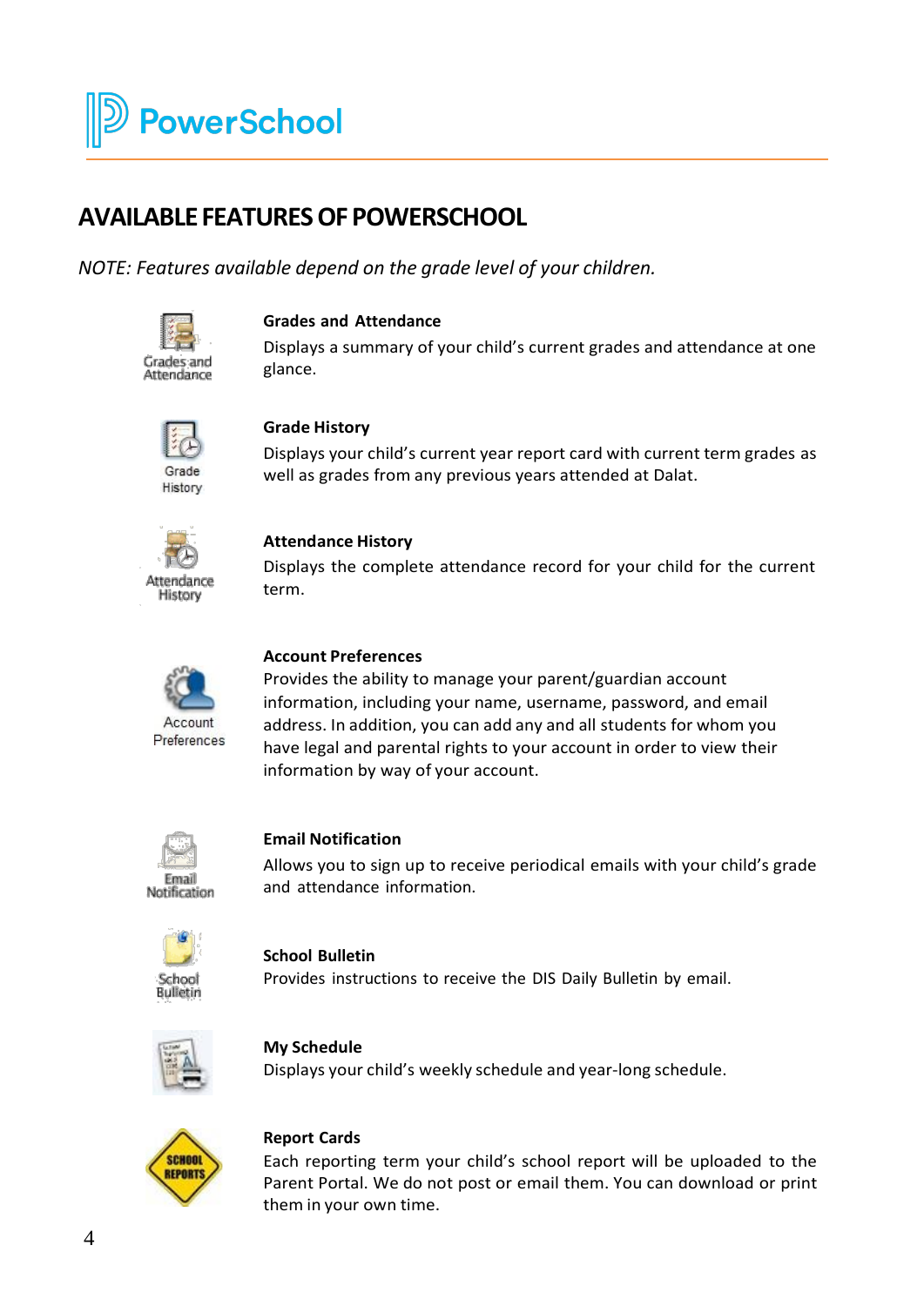# AVAILABLE FEATURES OF POWERSCHOOL

*NOTE: Features available depend on the grade level of your children.*

**Grades and Attendance**
Displays a summary of your child's current grades and attendance at one glance.

**Grade History**
Displays your child's current year report card with current term grades as well as grades from any previous years attended at Dalat.

**Attendance History**
Displays the complete attendance record for your child for the current term.

**Account Preferences**
Provides the ability to manage your parent/guardian account information, including your name, username, password, and email address. In addition, you can add any and all students for whom you have legal and parental rights to your account in order to view their information by way of your account.

**Email Notification**
Allows you to sign up to receive periodical emails with your child's grade and attendance information.

**School Bulletin**
Provides instructions to receive the DIS Daily Bulletin by email.

**My Schedule**
Displays your child's weekly schedule and year-long schedule.

**Report Cards**
Each reporting term your child's school report will be uploaded to the Parent Portal. We do not post or email them. You can download or print them in your own time.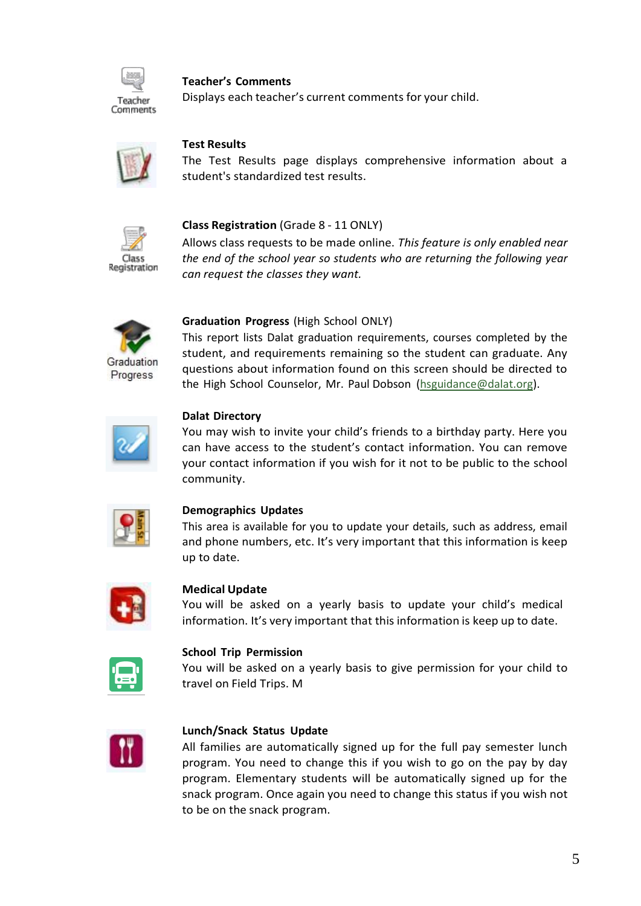**Teacher's Comments**
Displays each teacher's current comments for your child.

**Test Results**
The Test Results page displays comprehensive information about a student's standardized test results.

**Class Registration** (Grade 8 - 11 ONLY)
Allows class requests to be made online. *This feature is only enabled near the end of the school year so students who are returning the following year can request the classes they want.*

**Graduation Progress** (High School ONLY)
This report lists Dalat graduation requirements, courses completed by the student, and requirements remaining so the student can graduate. Any questions about information found on this screen should be directed to the High School Counselor, Mr. Paul Dobson (hsguidance@dalat.org).

**Dalat Directory**
You may wish to invite your child's friends to a birthday party. Here you can have access to the student's contact information. You can remove your contact information if you wish for it not to be public to the school community.

**Demographics Updates**
This area is available for you to update your details, such as address, email and phone numbers, etc. It's very important that this information is keep up to date.

**Medical Update**
You will be asked on a yearly basis to update your child's medical information. It's very important that this information is keep up to date.

**School Trip Permission**
You will be asked on a yearly basis to give permission for your child to travel on Field Trips. M

**Lunch/Snack Status Update**
All families are automatically signed up for the full pay semester lunch program. You need to change this if you wish to go on the pay by day program. Elementary students will be automatically signed up for the snack program. Once again you need to change this status if you wish not to be on the snack program.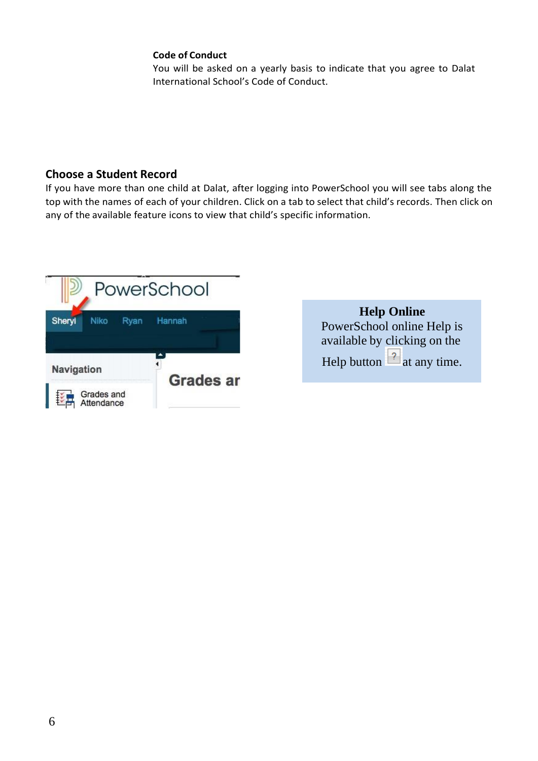**Code of Conduct**

You will be asked on a yearly basis to indicate that you agree to Dalat International School's Code of Conduct.

## Choose a Student Record

If you have more than one child at Dalat, after logging into PowerSchool you will see tabs along the top with the names of each of your children. Click on a tab to select that child's records. Then click on any of the available feature icons to view that child's specific information.

**Help Online**

PowerSchool online Help is available by clicking on the Help button at any time.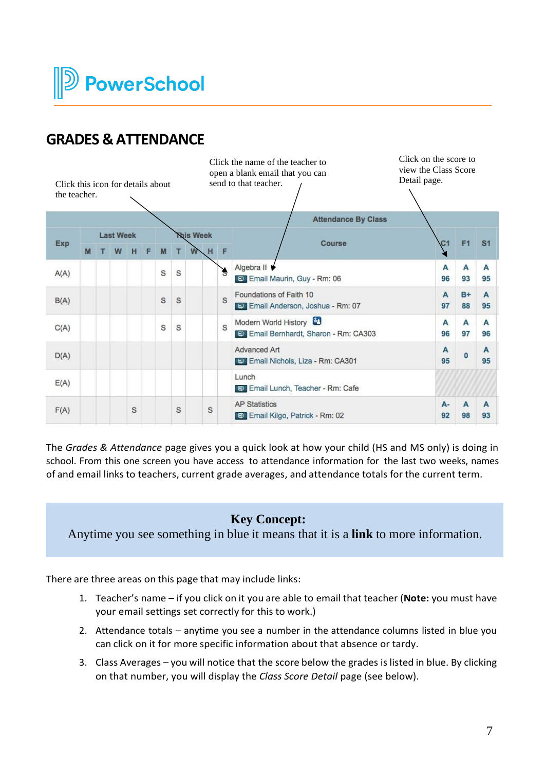# GRADES & ATTENDANCE

Click this icon for details about the teacher.

Click the name of the teacher to open a blank email that you can send to that teacher.

Click on the score to view the Class Score Detail page.

| Attendance By Class | | | | | | | | | | | | | | |
|---|---|---|---|---|---|---|---|---|---|---|---|---|---|---|
| Exp | Last Week | | | | | This Week | | | | | Course | C1 | F1 | S1 |
| | M | T | W | H | F | M | T | W | H | F | | | | |
| A(A) | | | | | | S | S | | | S | Algebra II<br>Email Maurin, Guy - Rm: 06 | A<br>96 | A<br>93 | A<br>95 |
| B(A) | | | | | | S | S | | | S | Foundations of Faith 10<br>Email Anderson, Joshua - Rm: 07 | A<br>97 | B+<br>88 | A<br>95 |
| C(A) | | | | | | S | S | | | S | Modern World History<br>Email Bernhardt, Sharon - Rm: CA303 | A<br>96 | A<br>97 | A<br>96 |
| D(A) | | | | | | | | | | | Advanced Art<br>Email Nichols, Liza - Rm: CA301 | A<br>95 | 0 | A<br>95 |
| E(A) | | | | | | | | | | | Lunch<br>Email Lunch, Teacher - Rm: Cafe | | | |
| F(A) | | | | S | | | S | | S | | AP Statistics<br>Email Kilgo, Patrick - Rm: 02 | A-<br>92 | A<br>98 | A<br>93 |

The *Grades & Attendance* page gives you a quick look at how your child (HS and MS only) is doing in school. From this one screen you have access to attendance information for the last two weeks, names of and email links to teachers, current grade averages, and attendance totals for the current term.

**Key Concept:**
Anytime you see something in blue it means that it is a **link** to more information.

There are three areas on this page that may include links:

1. Teacher's name – if you click on it you are able to email that teacher (**Note:** you must have your email settings set correctly for this to work.)
2. Attendance totals – anytime you see a number in the attendance columns listed in blue you can click on it for more specific information about that absence or tardy.
3. Class Averages – you will notice that the score below the grades is listed in blue. By clicking on that number, you will display the *Class Score Detail* page (see below).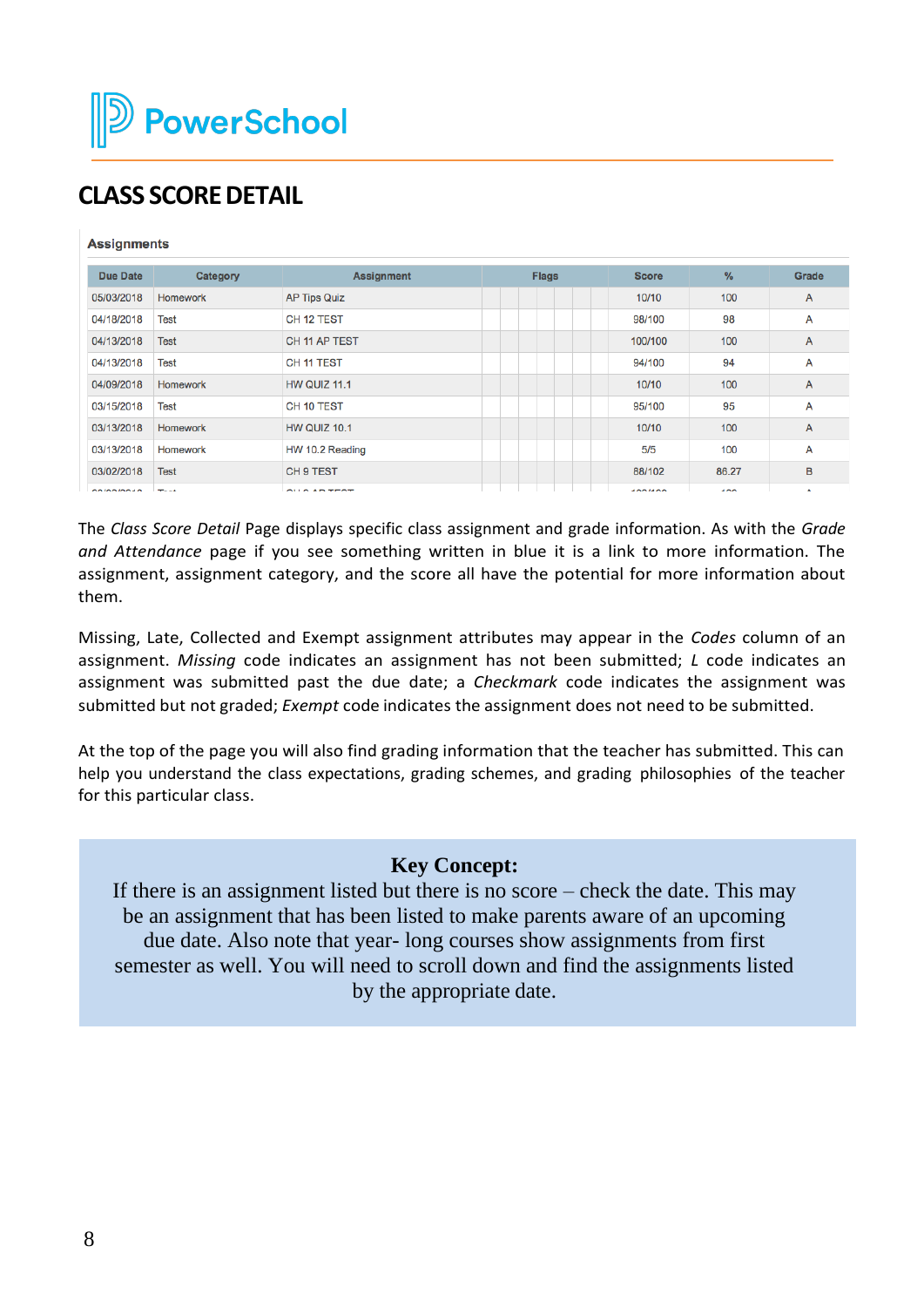PowerSchool

# CLASS SCORE DETAIL

**Assignments**

| Due Date | Category | Assignment | Flags | Score | % | Grade |
|---|---|---|---|---|---|---|
| 05/03/2018 | Homework | AP Tips Quiz | | 10/10 | 100 | A |
| 04/18/2018 | Test | CH 12 TEST | | 98/100 | 98 | A |
| 04/13/2018 | Test | CH 11 AP TEST | | 100/100 | 100 | A |
| 04/13/2018 | Test | CH 11 TEST | | 94/100 | 94 | A |
| 04/09/2018 | Homework | HW QUIZ 11.1 | | 10/10 | 100 | A |
| 03/15/2018 | Test | CH 10 TEST | | 95/100 | 95 | A |
| 03/13/2018 | Homework | HW QUIZ 10.1 | | 10/10 | 100 | A |
| 03/13/2018 | Homework | HW 10.2 Reading | | 5/5 | 100 | A |
| 03/02/2018 | Test | CH 9 TEST | | 88/102 | 86.27 | B |

The *Class Score Detail* Page displays specific class assignment and grade information. As with the *Grade and Attendance* page if you see something written in blue it is a link to more information. The assignment, assignment category, and the score all have the potential for more information about them.

Missing, Late, Collected and Exempt assignment attributes may appear in the *Codes* column of an assignment. *Missing* code indicates an assignment has not been submitted; *L* code indicates an assignment was submitted past the due date; a *Checkmark* code indicates the assignment was submitted but not graded; *Exempt* code indicates the assignment does not need to be submitted.

At the top of the page you will also find grading information that the teacher has submitted. This can help you understand the class expectations, grading schemes, and grading philosophies of the teacher for this particular class.

**Key Concept:**

If there is an assignment listed but there is no score – check the date. This may be an assignment that has been listed to make parents aware of an upcoming due date. Also note that year- long courses show assignments from first semester as well. You will need to scroll down and find the assignments listed by the appropriate date.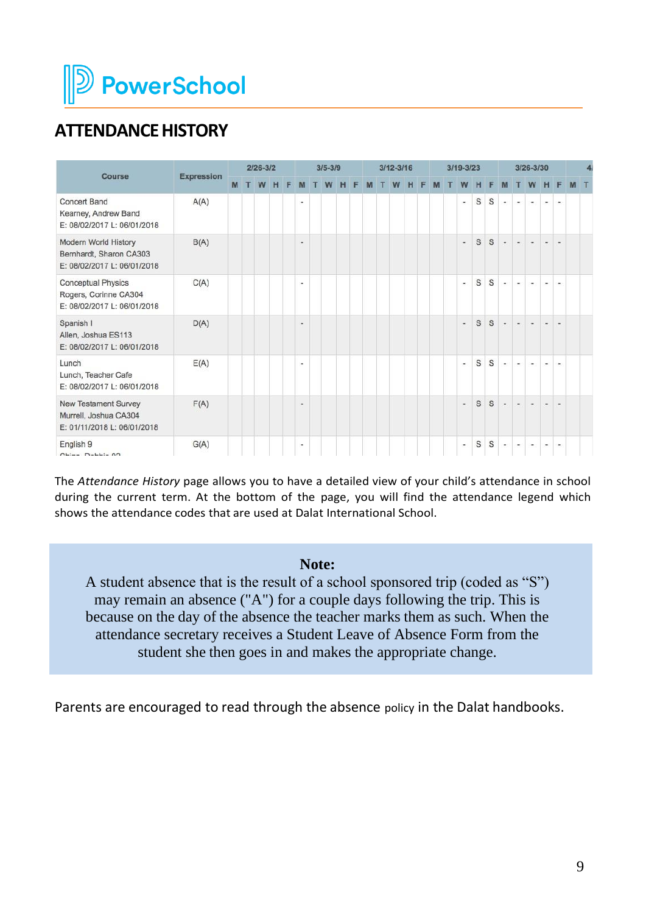# ATTENDANCE HISTORY

| Course | Expression | 2/26-3/2 | | | | | 3/5-3/9 | | | | | 3/12-3/16 | | | | | 3/19-3/23 | | | | | 3/26-3/30 | | | | | 4/ | |
|---|---|---|---|---|---|---|---|---|---|---|---|---|---|---|---|---|---|---|---|---|---|---|---|---|---|---|---|---|
| | | M | T | W | H | F | M | T | W | H | F | M | T | W | H | F | M | T | W | H | F | M | T | W | H | F | M | T |
| Concert Band<br>Kearney, Andrew Band<br>E: 08/02/2017 L: 06/01/2018 | A(A) | | | | | | - | | | | | | | | | | | | - | S | S | - | - | - | - | - | | |
| Modern World History<br>Bernhardt, Sharon CA303<br>E: 08/02/2017 L: 06/01/2018 | B(A) | | | | | | - | | | | | | | | | | | | - | S | S | - | - | - | - | - | | |
| Conceptual Physics<br>Rogers, Corinne CA304<br>E: 08/02/2017 L: 06/01/2018 | C(A) | | | | | | - | | | | | | | | | | | | - | S | S | - | - | - | - | - | | |
| Spanish I<br>Allen, Joshua ES113<br>E: 08/02/2017 L: 06/01/2018 | D(A) | | | | | | - | | | | | | | | | | | | - | S | S | - | - | - | - | - | | |
| Lunch<br>Lunch, Teacher Cafe<br>E: 08/02/2017 L: 06/01/2018 | E(A) | | | | | | - | | | | | | | | | | | | - | S | S | - | - | - | - | - | | |
| New Testament Survey<br>Murrell, Joshua CA304<br>E: 01/11/2018 L: 06/01/2018 | F(A) | | | | | | - | | | | | | | | | | | | - | S | S | - | - | - | - | - | | |
| English 9 | G(A) | | | | | | - | | | | | | | | | | | | - | S | S | - | - | - | - | - | | |

The *Attendance History* page allows you to have a detailed view of your child's attendance in school during the current term. At the bottom of the page, you will find the attendance legend which shows the attendance codes that are used at Dalat International School.

> **Note:**
> A student absence that is the result of a school sponsored trip (coded as "S") may remain an absence ("A") for a couple days following the trip. This is because on the day of the absence the teacher marks them as such. When the attendance secretary receives a Student Leave of Absence Form from the student she then goes in and makes the appropriate change.

Parents are encouraged to read through the absence policy in the Dalat handbooks.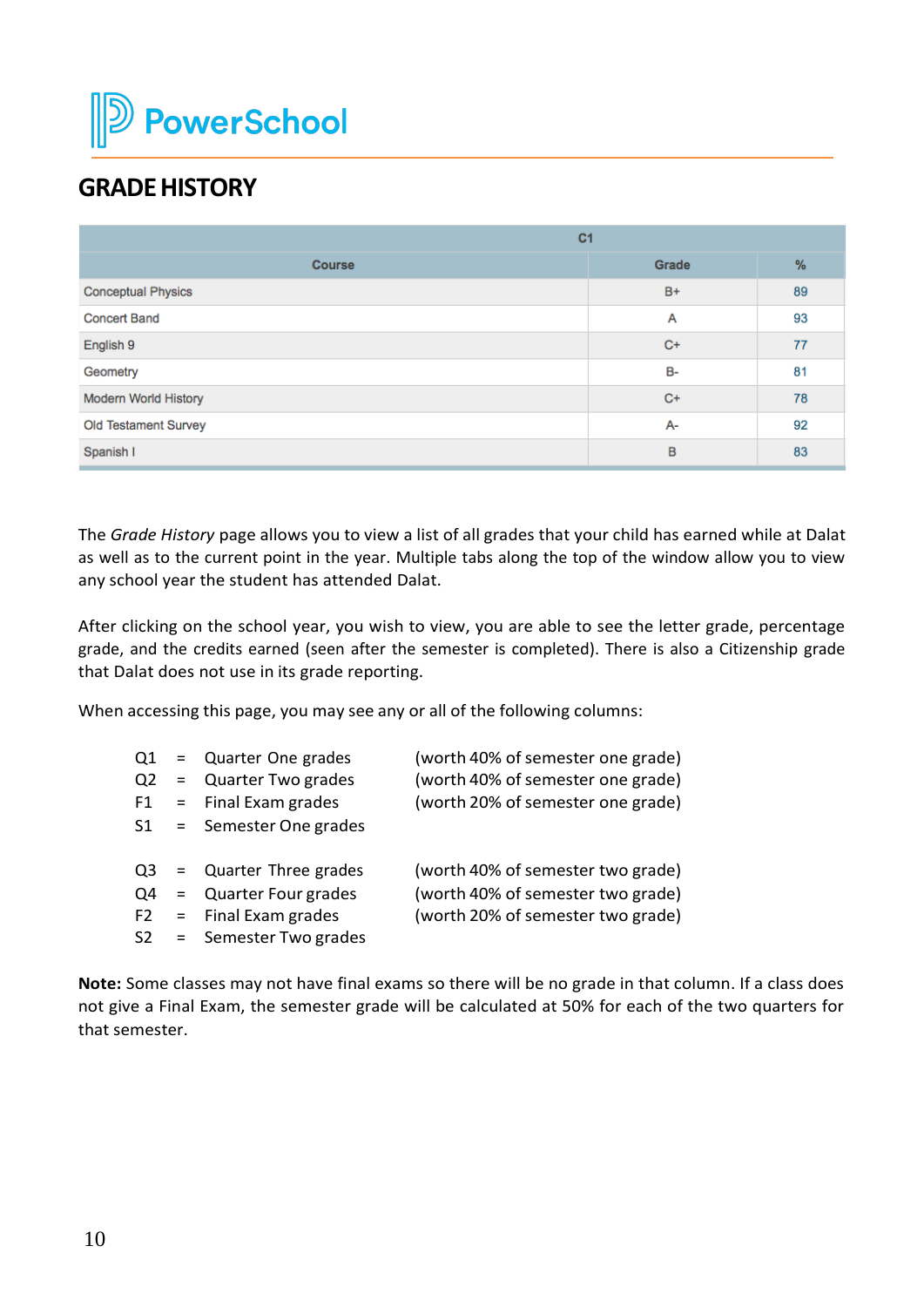PowerSchool

# GRADE HISTORY

| C1 | | |
|---|---|---|
| **Course** | **Grade** | **%** |
| Conceptual Physics | B+ | 89 |
| Concert Band | A | 93 |
| English 9 | C+ | 77 |
| Geometry | B- | 81 |
| Modern World History | C+ | 78 |
| Old Testament Survey | A- | 92 |
| Spanish I | B | 83 |

The *Grade History* page allows you to view a list of all grades that your child has earned while at Dalat as well as to the current point in the year. Multiple tabs along the top of the window allow you to view any school year the student has attended Dalat.

After clicking on the school year, you wish to view, you are able to see the letter grade, percentage grade, and the credits earned (seen after the semester is completed). There is also a Citizenship grade that Dalat does not use in its grade reporting.

When accessing this page, you may see any or all of the following columns:

| | | | |
|---|---|---|---|
| Q1 | = | Quarter One grades | (worth 40% of semester one grade) |
| Q2 | = | Quarter Two grades | (worth 40% of semester one grade) |
| F1 | = | Final Exam grades | (worth 20% of semester one grade) |
| S1 | = | Semester One grades | |
| Q3 | = | Quarter Three grades | (worth 40% of semester two grade) |
| Q4 | = | Quarter Four grades | (worth 40% of semester two grade) |
| F2 | = | Final Exam grades | (worth 20% of semester two grade) |
| S2 | = | Semester Two grades | |

**Note:** Some classes may not have final exams so there will be no grade in that column. If a class does not give a Final Exam, the semester grade will be calculated at 50% for each of the two quarters for that semester.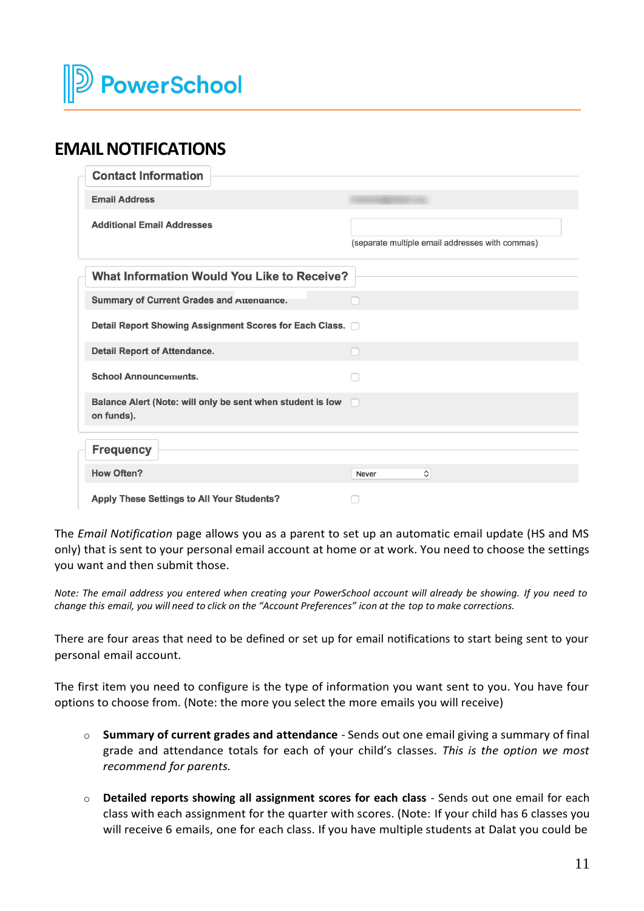# EMAIL NOTIFICATIONS

**Contact Information**

| | |
|---|---|
| Email Address | |
| Additional Email Addresses | (separate multiple email addresses with commas) |

**What Information Would You Like to Receive?**

| | |
|---|---|
| Summary of Current Grades and Attendance. | ☐ |
| Detail Report Showing Assignment Scores for Each Class. | ☐ |
| Detail Report of Attendance. | ☐ |
| School Announcements. | ☐ |
| Balance Alert (Note: will only be sent when student is low on funds). | ☐ |

**Frequency**

| | |
|---|---|
| How Often? | Never |
| Apply These Settings to All Your Students? | ☐ |

The *Email Notification* page allows you as a parent to set up an automatic email update (HS and MS only) that is sent to your personal email account at home or at work. You need to choose the settings you want and then submit those.

*Note: The email address you entered when creating your PowerSchool account will already be showing. If you need to change this email, you will need to click on the "Account Preferences" icon at the top to make corrections.*

There are four areas that need to be defined or set up for email notifications to start being sent to your personal email account.

The first item you need to configure is the type of information you want sent to you. You have four options to choose from. (Note: the more you select the more emails you will receive)

- **Summary of current grades and attendance** - Sends out one email giving a summary of final grade and attendance totals for each of your child's classes. *This is the option we most recommend for parents.*
- **Detailed reports showing all assignment scores for each class** - Sends out one email for each class with each assignment for the quarter with scores. (Note: If your child has 6 classes you will receive 6 emails, one for each class. If you have multiple students at Dalat you could be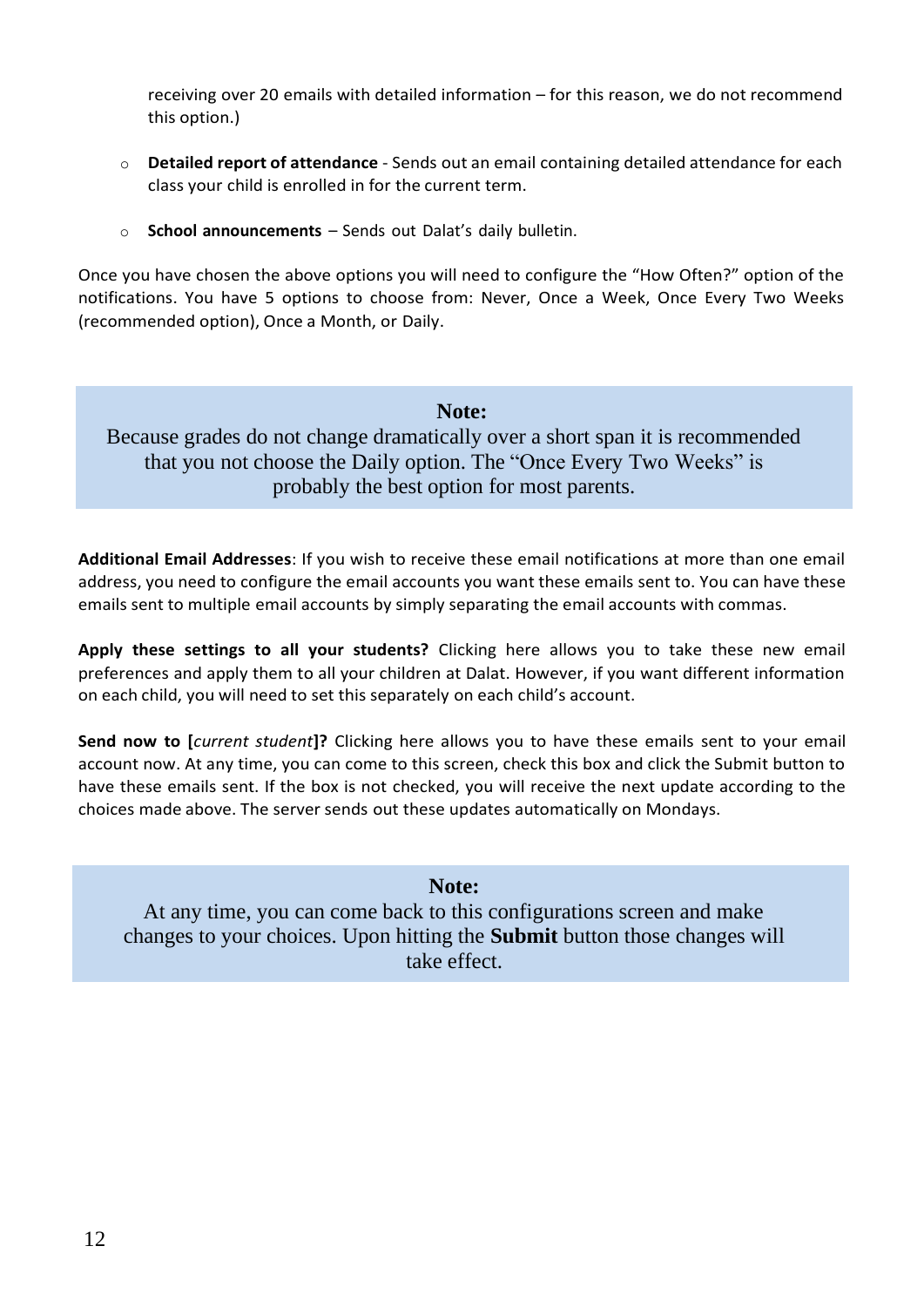receiving over 20 emails with detailed information – for this reason, we do not recommend this option.)

- **Detailed report of attendance** - Sends out an email containing detailed attendance for each class your child is enrolled in for the current term.
- **School announcements** – Sends out Dalat's daily bulletin.

Once you have chosen the above options you will need to configure the "How Often?" option of the notifications. You have 5 options to choose from: Never, Once a Week, Once Every Two Weeks (recommended option), Once a Month, or Daily.

> **Note:**
> Because grades do not change dramatically over a short span it is recommended that you not choose the Daily option. The "Once Every Two Weeks" is probably the best option for most parents.

**Additional Email Addresses**: If you wish to receive these email notifications at more than one email address, you need to configure the email accounts you want these emails sent to. You can have these emails sent to multiple email accounts by simply separating the email accounts with commas.

**Apply these settings to all your students?** Clicking here allows you to take these new email preferences and apply them to all your children at Dalat. However, if you want different information on each child, you will need to set this separately on each child's account.

**Send now to [*current student*]?** Clicking here allows you to have these emails sent to your email account now. At any time, you can come to this screen, check this box and click the Submit button to have these emails sent. If the box is not checked, you will receive the next update according to the choices made above. The server sends out these updates automatically on Mondays.

> **Note:**
> At any time, you can come back to this configurations screen and make changes to your choices. Upon hitting the **Submit** button those changes will take effect.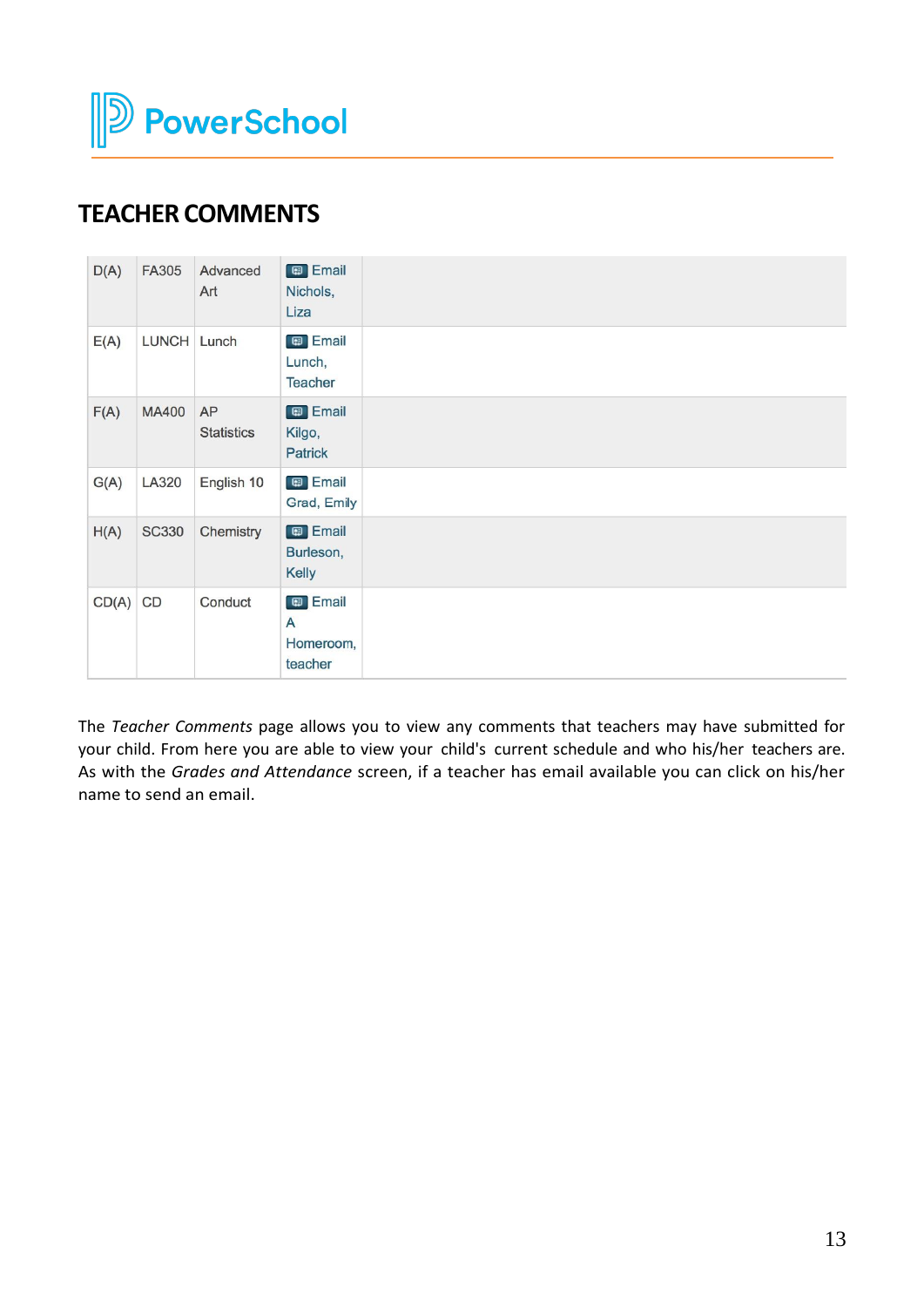# TEACHER COMMENTS

| | | | | |
|---|---|---|---|---|
| D(A) | FA305 | Advanced Art | Email Nichols, Liza | |
| E(A) | LUNCH | Lunch | Email Lunch, Teacher | |
| F(A) | MA400 | AP Statistics | Email Kilgo, Patrick | |
| G(A) | LA320 | English 10 | Email Grad, Emily | |
| H(A) | SC330 | Chemistry | Email Burleson, Kelly | |
| CD(A) | CD | Conduct | Email A Homeroom, teacher | |

The *Teacher Comments* page allows you to view any comments that teachers may have submitted for your child. From here you are able to view your child's current schedule and who his/her teachers are. As with the *Grades and Attendance* screen, if a teacher has email available you can click on his/her name to send an email.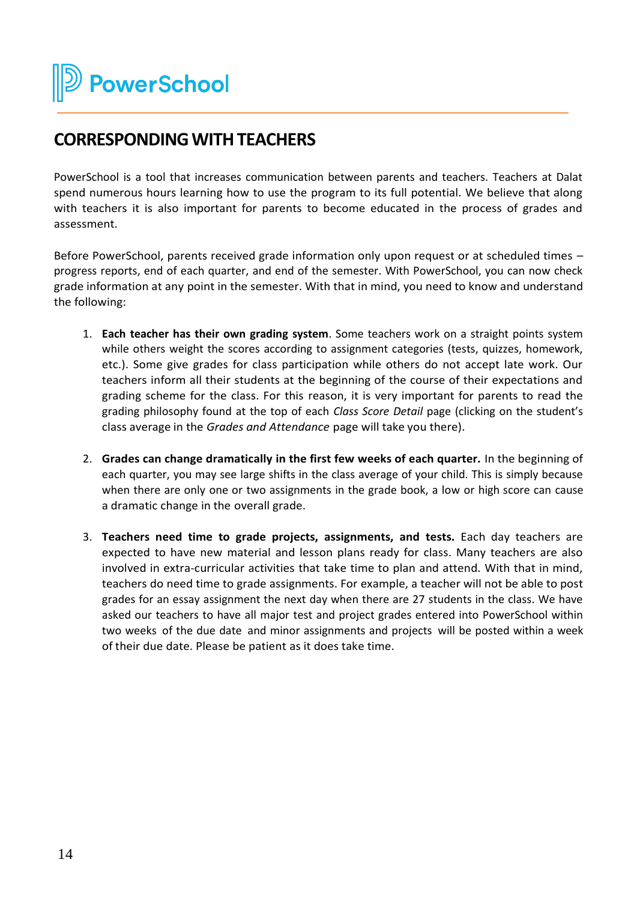## CORRESPONDING WITH TEACHERS

PowerSchool is a tool that increases communication between parents and teachers. Teachers at Dalat spend numerous hours learning how to use the program to its full potential. We believe that along with teachers it is also important for parents to become educated in the process of grades and assessment.

Before PowerSchool, parents received grade information only upon request or at scheduled times – progress reports, end of each quarter, and end of the semester. With PowerSchool, you can now check grade information at any point in the semester. With that in mind, you need to know and understand the following:

1. **Each teacher has their own grading system**. Some teachers work on a straight points system while others weight the scores according to assignment categories (tests, quizzes, homework, etc.). Some give grades for class participation while others do not accept late work. Our teachers inform all their students at the beginning of the course of their expectations and grading scheme for the class. For this reason, it is very important for parents to read the grading philosophy found at the top of each *Class Score Detail* page (clicking on the student's class average in the *Grades and Attendance* page will take you there).

2. **Grades can change dramatically in the first few weeks of each quarter.** In the beginning of each quarter, you may see large shifts in the class average of your child. This is simply because when there are only one or two assignments in the grade book, a low or high score can cause a dramatic change in the overall grade.

3. **Teachers need time to grade projects, assignments, and tests.** Each day teachers are expected to have new material and lesson plans ready for class. Many teachers are also involved in extra-curricular activities that take time to plan and attend. With that in mind, teachers do need time to grade assignments. For example, a teacher will not be able to post grades for an essay assignment the next day when there are 27 students in the class. We have asked our teachers to have all major test and project grades entered into PowerSchool within two weeks of the due date and minor assignments and projects will be posted within a week of their due date. Please be patient as it does take time.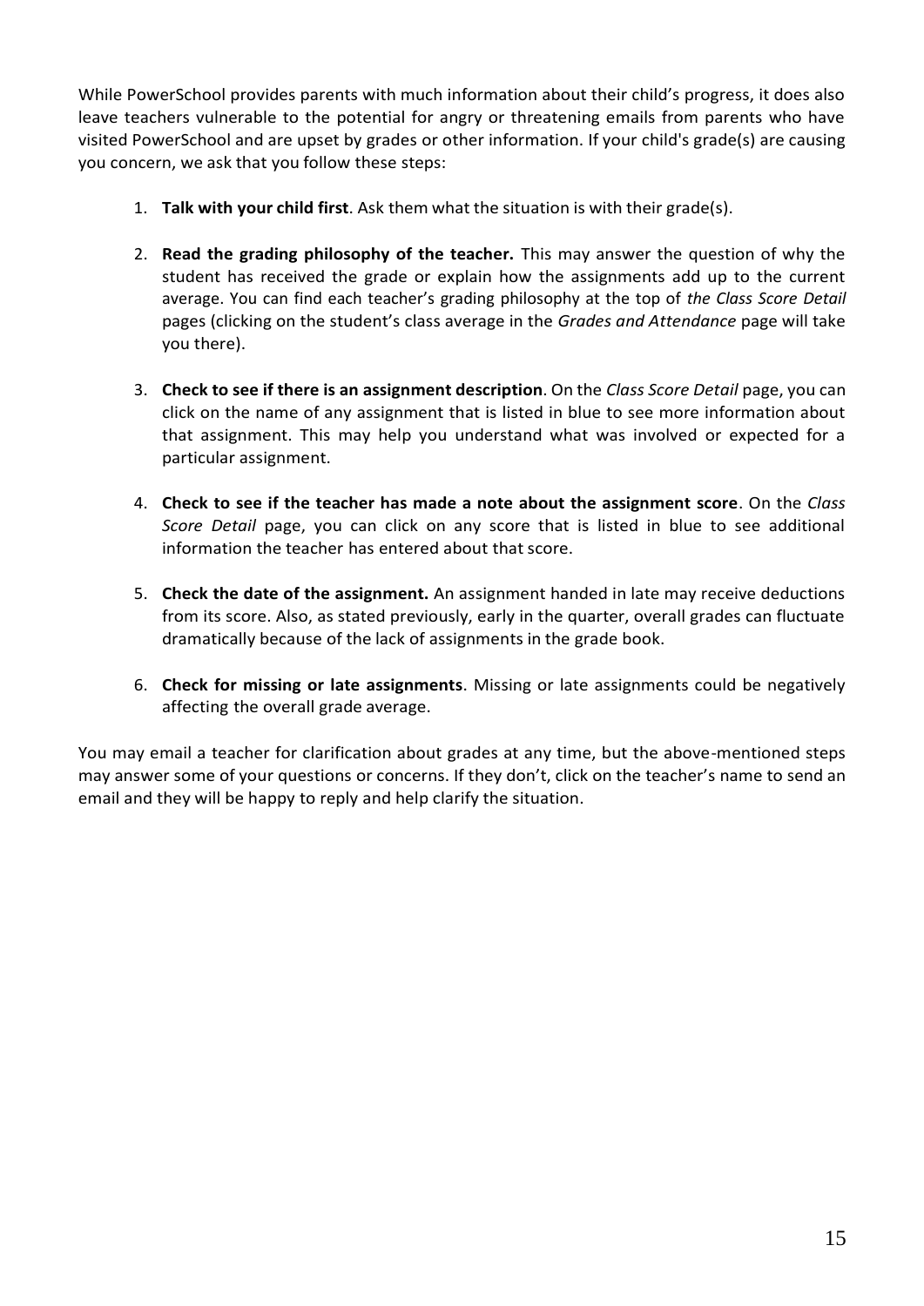While PowerSchool provides parents with much information about their child's progress, it does also leave teachers vulnerable to the potential for angry or threatening emails from parents who have visited PowerSchool and are upset by grades or other information. If your child's grade(s) are causing you concern, we ask that you follow these steps:

1. **Talk with your child first**. Ask them what the situation is with their grade(s).

2. **Read the grading philosophy of the teacher.** This may answer the question of why the student has received the grade or explain how the assignments add up to the current average. You can find each teacher's grading philosophy at the top of *the Class Score Detail* pages (clicking on the student's class average in the *Grades and Attendance* page will take you there).

3. **Check to see if there is an assignment description**. On the *Class Score Detail* page, you can click on the name of any assignment that is listed in blue to see more information about that assignment. This may help you understand what was involved or expected for a particular assignment.

4. **Check to see if the teacher has made a note about the assignment score**. On the *Class Score Detail* page, you can click on any score that is listed in blue to see additional information the teacher has entered about that score.

5. **Check the date of the assignment.** An assignment handed in late may receive deductions from its score. Also, as stated previously, early in the quarter, overall grades can fluctuate dramatically because of the lack of assignments in the grade book.

6. **Check for missing or late assignments**. Missing or late assignments could be negatively affecting the overall grade average.

You may email a teacher for clarification about grades at any time, but the above-mentioned steps may answer some of your questions or concerns. If they don't, click on the teacher's name to send an email and they will be happy to reply and help clarify the situation.